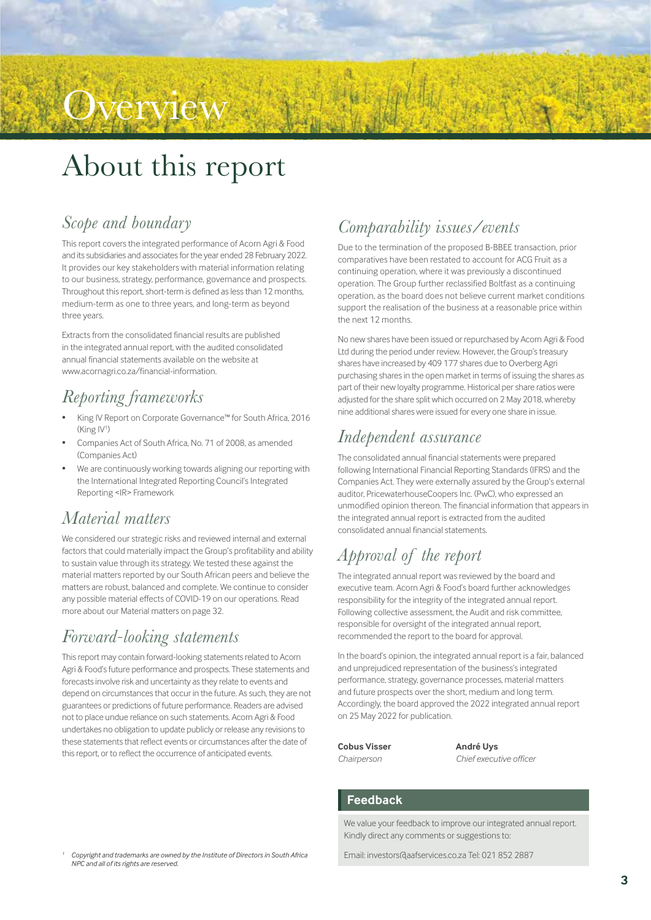# Overview

## About this report

### Scope and boundary

This report covers the integrated performance of Acorn Agri & Food and its subsidiaries and associates for the year ended 28 February 2022. It provides our key stakeholders with material information relating to our business, strategy, performance, governance and prospects. Throughout this report, short-term is defined as less than 12 months, medium-term as one to three years, and long-term as beyond three years.

Extracts from the consolidated financial results are published in the integrated annual report, with the audited consolidated annual financial statements available on the website at www.acornagri.co.za/financial-information.

### Reporting frameworks

- King IV Report on Corporate Governance™ for South Africa, 2016 (King IV[1])
- Companies Act of South Africa, No. 71 of 2008, as amended (Companies Act)
- We are continuously working towards aligning our reporting with the International Integrated Reporting Council's Integrated Reporting <IR> Framework

### Material matters

We considered our strategic risks and reviewed internal and external factors that could materially impact the Group's profitability and ability to sustain value through its strategy. We tested these against the material matters reported by our South African peers and believe the matters are robust, balanced and complete. We continue to consider any possible material effects of COVID-19 on our operations. Read more about our Material matters on page 32.

### Forward-looking statements

This report may contain forward-looking statements related to Acorn Agri & Food's future performance and prospects. These statements and forecasts involve risk and uncertainty as they relate to events and depend on circumstances that occur in the future. As such, they are not guarantees or predictions of future performance. Readers are advised not to place undue reliance on such statements. Acorn Agri & Food undertakes no obligation to update publicly or release any revisions to these statements that reflect events or circumstances after the date of this report, or to reflect the occurrence of anticipated events.

### Comparability issues/events

Due to the termination of the proposed B-BBEE transaction, prior comparatives have been restated to account for ACG Fruit as a continuing operation, where it was previously a discontinued operation. The Group further reclassified Boltfast as a continuing operation, as the board does not believe current market conditions support the realisation of the business at a reasonable price within the next 12 months.

No new shares have been issued or repurchased by Acorn Agri & Food Ltd during the period under review. However, the Group's treasury shares have increased by 409 177 shares due to Overberg Agri purchasing shares in the open market in terms of issuing the shares as part of their new loyalty programme. Historical per share ratios were adjusted for the share split which occurred on 2 May 2018, whereby nine additional shares were issued for every one share in issue.

### Independent assurance

The consolidated annual financial statements were prepared following International Financial Reporting Standards (IFRS) and the Companies Act. They were externally assured by the Group's external auditor, PricewaterhouseCoopers Inc. (PwC), who expressed an unmodified opinion thereon. The financial information that appears in the integrated annual report is extracted from the audited consolidated annual financial statements.

### Approval of the report

The integrated annual report was reviewed by the board and executive team. Acorn Agri & Food's board further acknowledges responsibility for the integrity of the integrated annual report. Following collective assessment, the Audit and risk committee, responsible for oversight of the integrated annual report, recommended the report to the board for approval.

In the board's opinion, the integrated annual report is a fair, balanced and unprejudiced representation of the business's integrated performance, strategy, governance processes, material matters and future prospects over the short, medium and long term. Accordingly, the board approved the 2022 integrated annual report on 25 May 2022 for publication.

**Cobus Visser**
*Chairperson*

**André Uys**
*Chief executive officer*

#### Feedback

We value your feedback to improve our integrated annual report. Kindly direct any comments or suggestions to:

Email: investors@aafservices.co.za Tel: 021 852 2887

[1] *Copyright and trademarks are owned by the Institute of Directors in South Africa NPC and all of its rights are reserved.*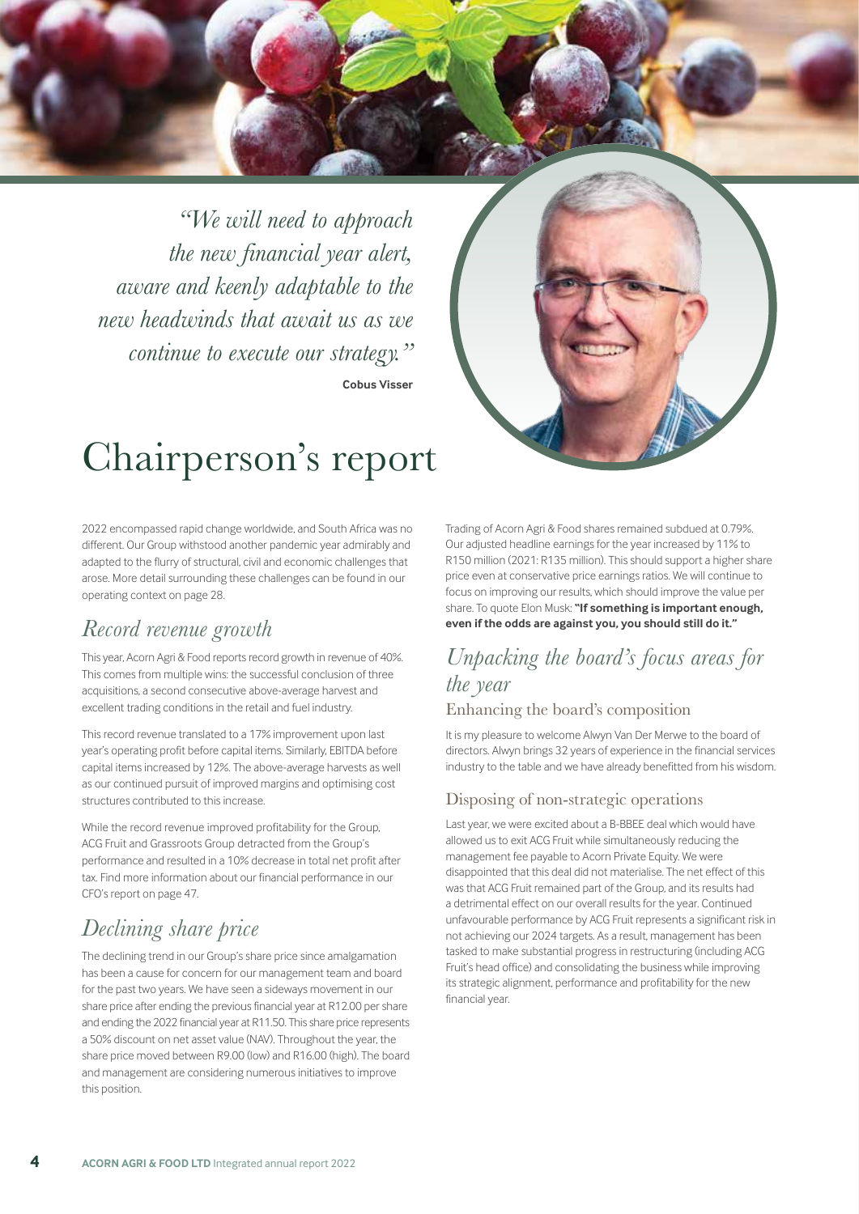*"We will need to approach the new financial year alert, aware and keenly adaptable to the new headwinds that await us as we continue to execute our strategy."*

**Cobus Visser**

# Chairperson's report

2022 encompassed rapid change worldwide, and South Africa was no different. Our Group withstood another pandemic year admirably and adapted to the flurry of structural, civil and economic challenges that arose. More detail surrounding these challenges can be found in our operating context on page 28.

## *Record revenue growth*

This year, Acorn Agri & Food reports record growth in revenue of 40%. This comes from multiple wins: the successful conclusion of three acquisitions, a second consecutive above-average harvest and excellent trading conditions in the retail and fuel industry.

This record revenue translated to a 17% improvement upon last year's operating profit before capital items. Similarly, EBITDA before capital items increased by 12%. The above-average harvests as well as our continued pursuit of improved margins and optimising cost structures contributed to this increase.

While the record revenue improved profitability for the Group, ACG Fruit and Grassroots Group detracted from the Group's performance and resulted in a 10% decrease in total net profit after tax. Find more information about our financial performance in our CFO's report on page 47.

## *Declining share price*

The declining trend in our Group's share price since amalgamation has been a cause for concern for our management team and board for the past two years. We have seen a sideways movement in our share price after ending the previous financial year at R12.00 per share and ending the 2022 financial year at R11.50. This share price represents a 50% discount on net asset value (NAV). Throughout the year, the share price moved between R9.00 (low) and R16.00 (high). The board and management are considering numerous initiatives to improve this position.

Trading of Acorn Agri & Food shares remained subdued at 0.79%. Our adjusted headline earnings for the year increased by 11% to R150 million (2021: R135 million). This should support a higher share price even at conservative price earnings ratios. We will continue to focus on improving our results, which should improve the value per share. To quote Elon Musk: **"If something is important enough, even if the odds are against you, you should still do it."**

## *Unpacking the board's focus areas for the year*

### Enhancing the board's composition

It is my pleasure to welcome Alwyn Van Der Merwe to the board of directors. Alwyn brings 32 years of experience in the financial services industry to the table and we have already benefitted from his wisdom.

### Disposing of non-strategic operations

Last year, we were excited about a B-BBEE deal which would have allowed us to exit ACG Fruit while simultaneously reducing the management fee payable to Acorn Private Equity. We were disappointed that this deal did not materialise. The net effect of this was that ACG Fruit remained part of the Group, and its results had a detrimental effect on our overall results for the year. Continued unfavourable performance by ACG Fruit represents a significant risk in not achieving our 2024 targets. As a result, management has been tasked to make substantial progress in restructuring (including ACG Fruit's head office) and consolidating the business while improving its strategic alignment, performance and profitability for the new financial year.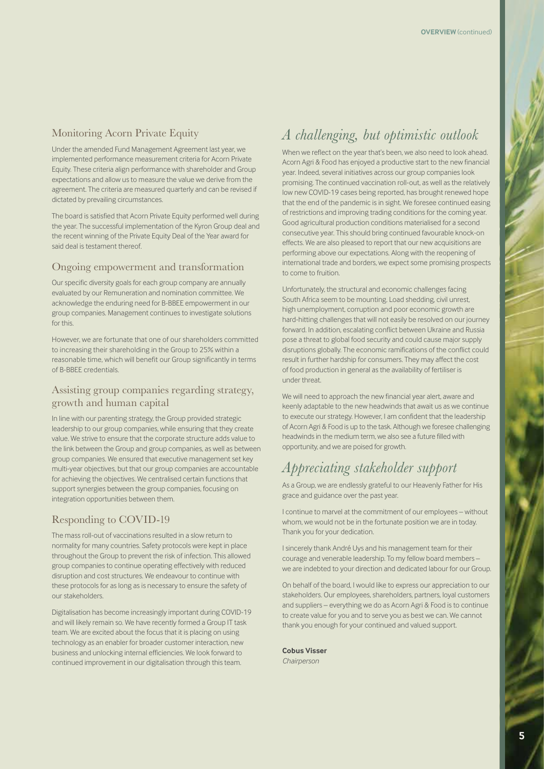## Monitoring Acorn Private Equity

Under the amended Fund Management Agreement last year, we implemented performance measurement criteria for Acorn Private Equity. These criteria align performance with shareholder and Group expectations and allow us to measure the value we derive from the agreement. The criteria are measured quarterly and can be revised if dictated by prevailing circumstances.

The board is satisfied that Acorn Private Equity performed well during the year. The successful implementation of the Kyron Group deal and the recent winning of the Private Equity Deal of the Year award for said deal is testament thereof.

## Ongoing empowerment and transformation

Our specific diversity goals for each group company are annually evaluated by our Remuneration and nomination committee. We acknowledge the enduring need for B-BBEE empowerment in our group companies. Management continues to investigate solutions for this.

However, we are fortunate that one of our shareholders committed to increasing their shareholding in the Group to 25% within a reasonable time, which will benefit our Group significantly in terms of B-BBEE credentials.

## Assisting group companies regarding strategy, growth and human capital

In line with our parenting strategy, the Group provided strategic leadership to our group companies, while ensuring that they create value. We strive to ensure that the corporate structure adds value to the link between the Group and group companies, as well as between group companies. We ensured that executive management set key multi-year objectives, but that our group companies are accountable for achieving the objectives. We centralised certain functions that support synergies between the group companies, focusing on integration opportunities between them.

## Responding to COVID-19

The mass roll-out of vaccinations resulted in a slow return to normality for many countries. Safety protocols were kept in place throughout the Group to prevent the risk of infection. This allowed group companies to continue operating effectively with reduced disruption and cost structures. We endeavour to continue with these protocols for as long as is necessary to ensure the safety of our stakeholders.

Digitalisation has become increasingly important during COVID-19 and will likely remain so. We have recently formed a Group IT task team. We are excited about the focus that it is placing on using technology as an enabler for broader customer interaction, new business and unlocking internal efficiencies. We look forward to continued improvement in our digitalisation through this team.

# *A challenging, but optimistic outlook*

When we reflect on the year that's been, we also need to look ahead. Acorn Agri & Food has enjoyed a productive start to the new financial year. Indeed, several initiatives across our group companies look promising. The continued vaccination roll-out, as well as the relatively low new COVID-19 cases being reported, has brought renewed hope that the end of the pandemic is in sight. We foresee continued easing of restrictions and improving trading conditions for the coming year. Good agricultural production conditions materialised for a second consecutive year. This should bring continued favourable knock-on effects. We are also pleased to report that our new acquisitions are performing above our expectations. Along with the reopening of international trade and borders, we expect some promising prospects to come to fruition.

Unfortunately, the structural and economic challenges facing South Africa seem to be mounting. Load shedding, civil unrest, high unemployment, corruption and poor economic growth are hard-hitting challenges that will not easily be resolved on our journey forward. In addition, escalating conflict between Ukraine and Russia pose a threat to global food security and could cause major supply disruptions globally. The economic ramifications of the conflict could result in further hardship for consumers. They may affect the cost of food production in general as the availability of fertiliser is under threat.

We will need to approach the new financial year alert, aware and keenly adaptable to the new headwinds that await us as we continue to execute our strategy. However, I am confident that the leadership of Acorn Agri & Food is up to the task. Although we foresee challenging headwinds in the medium term, we also see a future filled with opportunity, and we are poised for growth.

# *Appreciating stakeholder support*

As a Group, we are endlessly grateful to our Heavenly Father for His grace and guidance over the past year.

I continue to marvel at the commitment of our employees – without whom, we would not be in the fortunate position we are in today. Thank you for your dedication.

I sincerely thank André Uys and his management team for their courage and venerable leadership. To my fellow board members – we are indebted to your direction and dedicated labour for our Group.

On behalf of the board, I would like to express our appreciation to our stakeholders. Our employees, shareholders, partners, loyal customers and suppliers – everything we do as Acorn Agri & Food is to continue to create value for you and to serve you as best we can. We cannot thank you enough for your continued and valued support.

**Cobus Visser**
*Chairperson*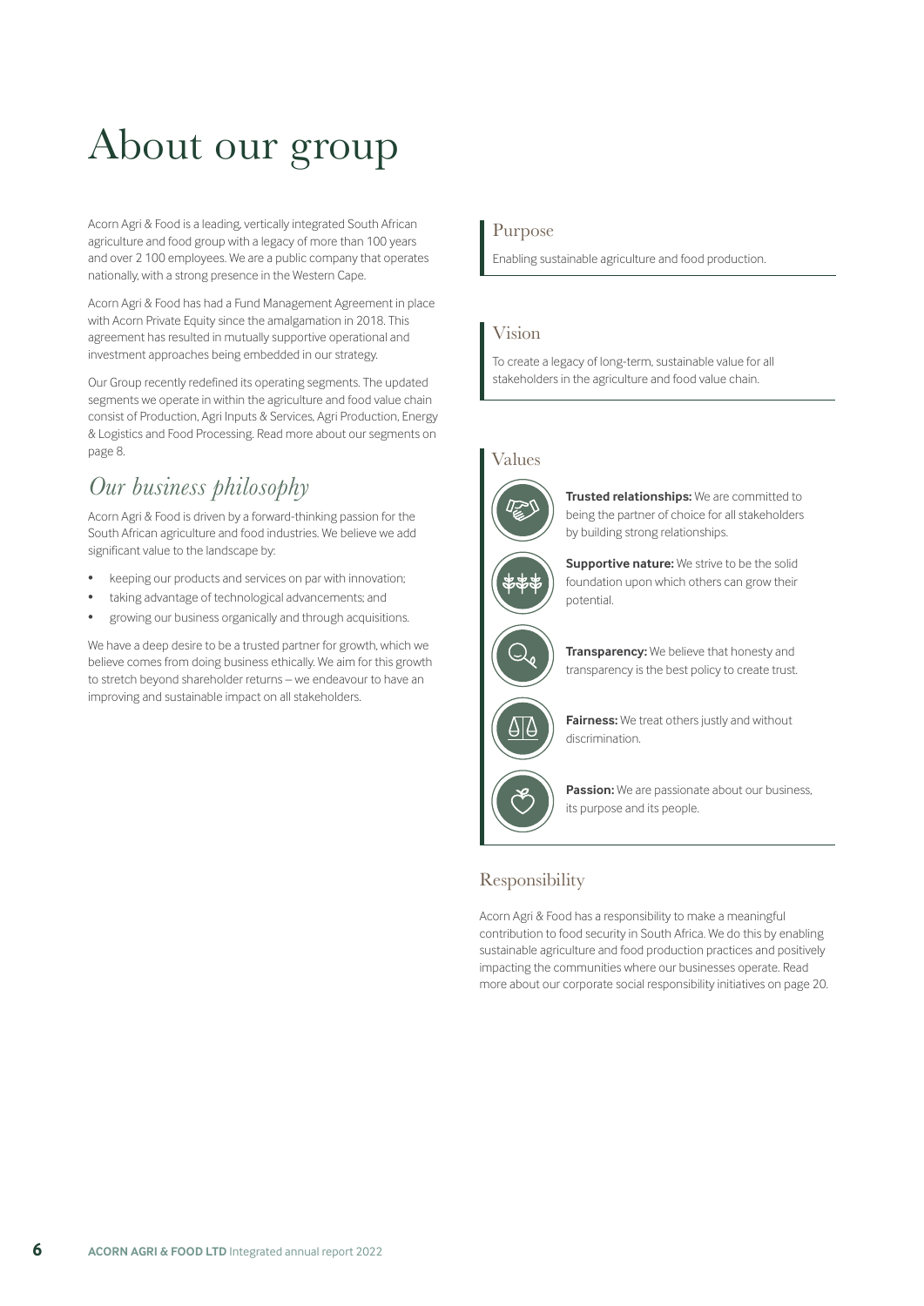# About our group

Acorn Agri & Food is a leading, vertically integrated South African agriculture and food group with a legacy of more than 100 years and over 2 100 employees. We are a public company that operates nationally, with a strong presence in the Western Cape.

Acorn Agri & Food has had a Fund Management Agreement in place with Acorn Private Equity since the amalgamation in 2018. This agreement has resulted in mutually supportive operational and investment approaches being embedded in our strategy.

Our Group recently redefined its operating segments. The updated segments we operate in within the agriculture and food value chain consist of Production, Agri Inputs & Services, Agri Production, Energy & Logistics and Food Processing. Read more about our segments on page 8.

## *Our business philosophy*

Acorn Agri & Food is driven by a forward-thinking passion for the South African agriculture and food industries. We believe we add significant value to the landscape by:

- keeping our products and services on par with innovation;
- taking advantage of technological advancements; and
- growing our business organically and through acquisitions.

We have a deep desire to be a trusted partner for growth, which we believe comes from doing business ethically. We aim for this growth to stretch beyond shareholder returns – we endeavour to have an improving and sustainable impact on all stakeholders.

### Purpose

Enabling sustainable agriculture and food production.

### Vision

To create a legacy of long-term, sustainable value for all stakeholders in the agriculture and food value chain.

### Values

**Trusted relationships:** We are committed to being the partner of choice for all stakeholders by building strong relationships.

**Supportive nature:** We strive to be the solid foundation upon which others can grow their potential.

**Transparency:** We believe that honesty and transparency is the best policy to create trust.

**Fairness:** We treat others justly and without discrimination.

**Passion:** We are passionate about our business, its purpose and its people.

### Responsibility

Acorn Agri & Food has a responsibility to make a meaningful contribution to food security in South Africa. We do this by enabling sustainable agriculture and food production practices and positively impacting the communities where our businesses operate. Read more about our corporate social responsibility initiatives on page 20.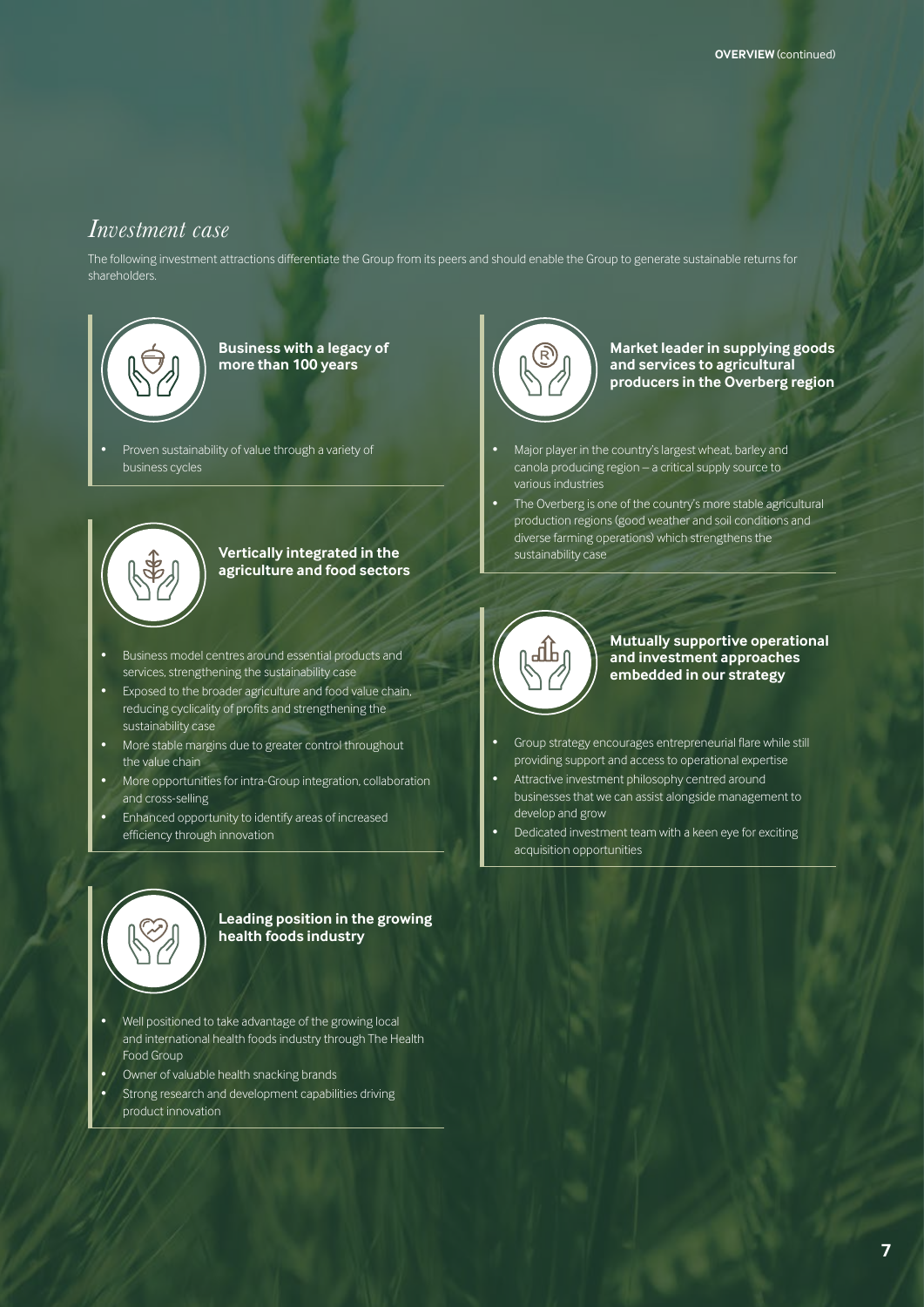# *Investment case*

The following investment attractions differentiate the Group from its peers and should enable the Group to generate sustainable returns for shareholders.

### Business with a legacy of more than 100 years

- Proven sustainability of value through a variety of business cycles

### Vertically integrated in the agriculture and food sectors

- Business model centres around essential products and services, strengthening the sustainability case
- Exposed to the broader agriculture and food value chain, reducing cyclicality of profits and strengthening the sustainability case
- More stable margins due to greater control throughout the value chain
- More opportunities for intra-Group integration, collaboration and cross-selling
- Enhanced opportunity to identify areas of increased efficiency through innovation

### Leading position in the growing health foods industry

- Well positioned to take advantage of the growing local and international health foods industry through The Health Food Group
- Owner of valuable health snacking brands
- Strong research and development capabilities driving product innovation

### Market leader in supplying goods and services to agricultural producers in the Overberg region

- Major player in the country's largest wheat, barley and canola producing region – a critical supply source to various industries
- The Overberg is one of the country's more stable agricultural production regions (good weather and soil conditions and diverse farming operations) which strengthens the sustainability case

### Mutually supportive operational and investment approaches embedded in our strategy

- Group strategy encourages entrepreneurial flare while still providing support and access to operational expertise
- Attractive investment philosophy centred around businesses that we can assist alongside management to develop and grow
- Dedicated investment team with a keen eye for exciting acquisition opportunities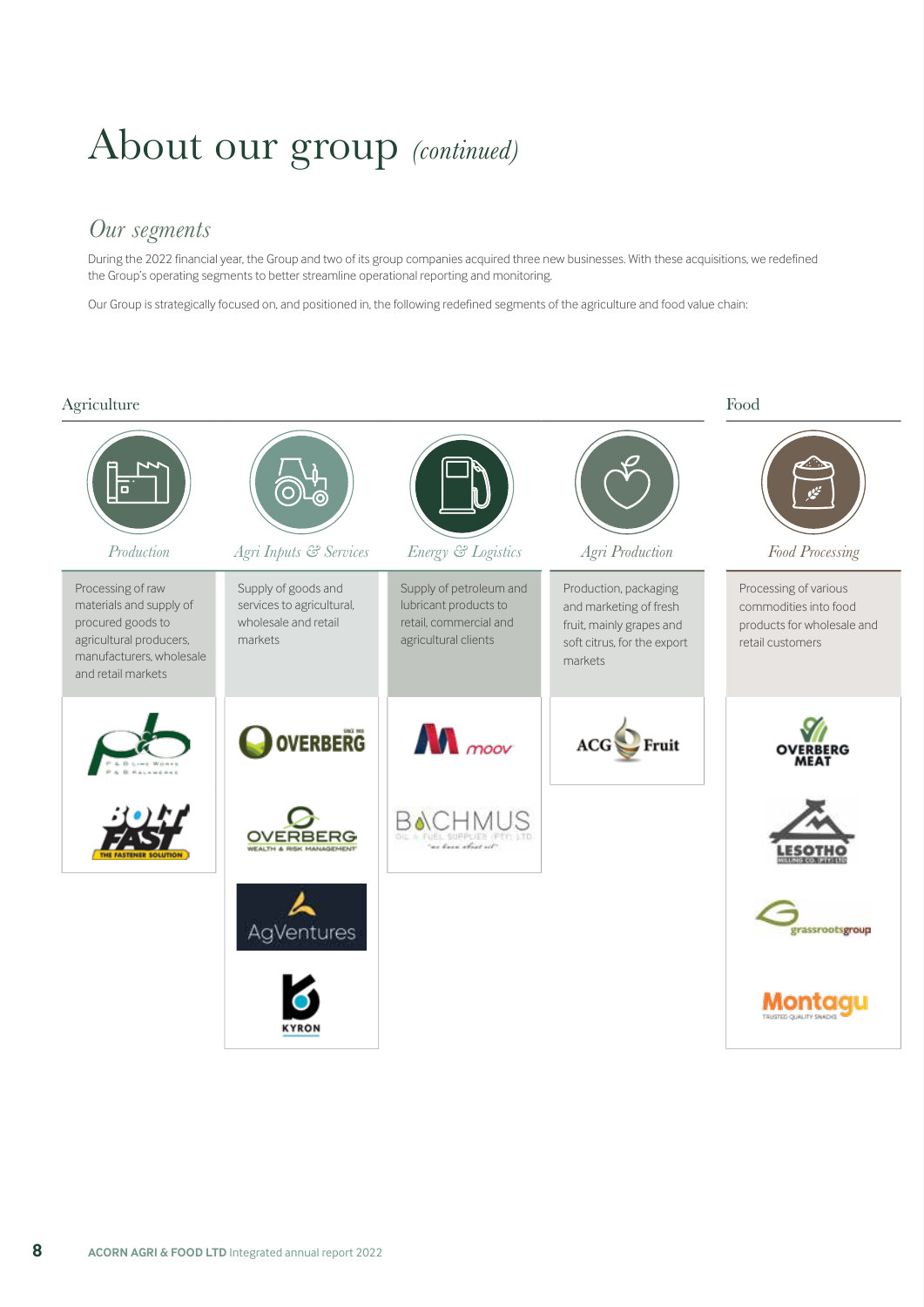# About our group *(continued)*

## *Our segments*

During the 2022 financial year, the Group and two of its group companies acquired three new businesses. With these acquisitions, we redefined the Group's operating segments to better streamline operational reporting and monitoring.

Our Group is strategically focused on, and positioned in, the following redefined segments of the agriculture and food value chain:

### Agriculture

#### *Production*

Processing of raw materials and supply of procured goods to agricultural producers, manufacturers, wholesale and retail markets

P & B Lime Works, P & B Kalkwerke, Bolt Fast – The Fastener Solution

#### *Agri Inputs & Services*

Supply of goods and services to agricultural, wholesale and retail markets

Overberg, Overberg Wealth & Risk Management, AgVentures, Kyron

#### *Energy & Logistics*

Supply of petroleum and lubricant products to retail, commercial and agricultural clients

Moov, Bachmus Oil & Fuel Supplies (Pty) Ltd

#### *Agri Production*

Production, packaging and marketing of fresh fruit, mainly grapes and soft citrus, for the export markets

ACG Fruit

### Food

#### *Food Processing*

Processing of various commodities into food products for wholesale and retail customers

Overberg Meat, Lesotho Milling Co. (Pty) Ltd, grassrootsgroup, Montagu Trusted Quality Snacks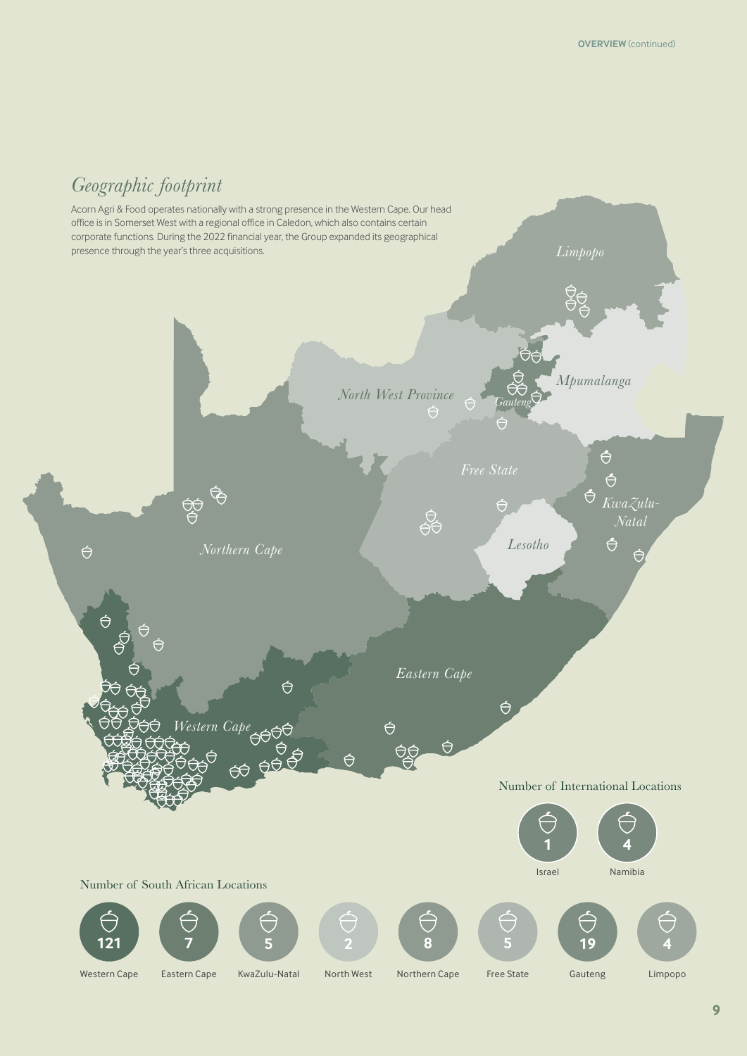## *Geographic footprint*

Acorn Agri & Food operates nationally with a strong presence in the Western Cape. Our head office is in Somerset West with a regional office in Caledon, which also contains certain corporate functions. During the 2022 financial year, the Group expanded its geographical presence through the year's three acquisitions.

Limpopo

North West Province

Gauteng

Mpumalanga

Free State

KwaZulu-Natal

Lesotho

Northern Cape

Eastern Cape

Western Cape

Number of International Locations

1
Israel

4
Namibia

Number of South African Locations

121
Western Cape

7
Eastern Cape

5
KwaZulu-Natal

2
North West

8
Northern Cape

5
Free State

19
Gauteng

4
Limpopo